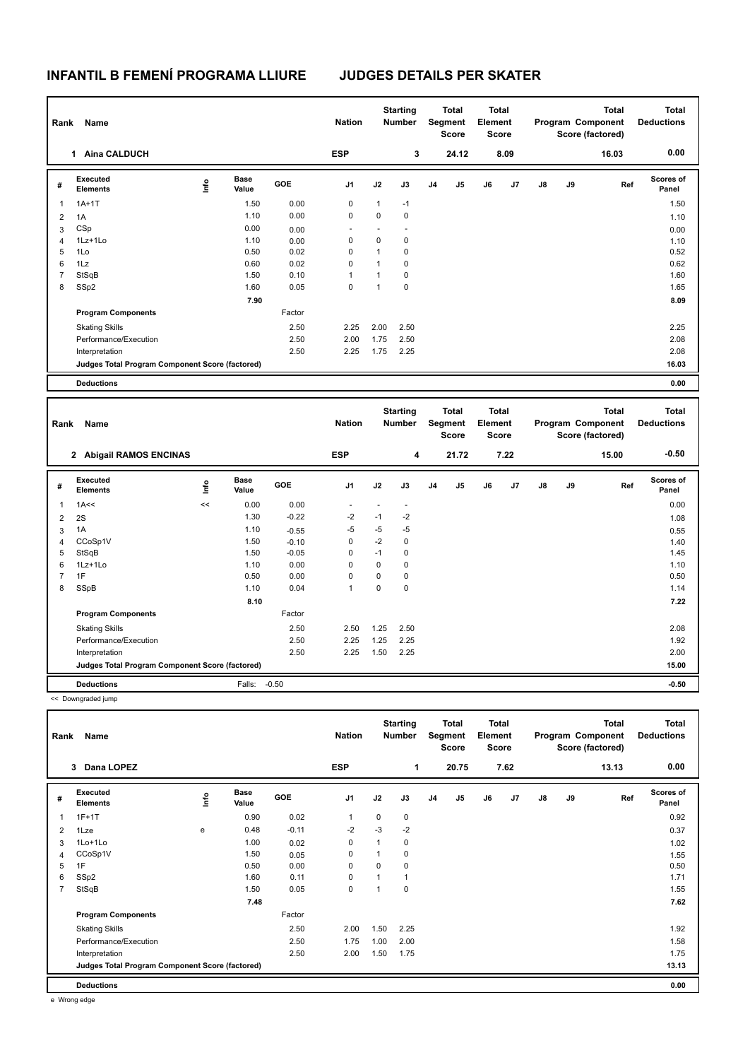# INFANTIL B FEMENÍ PROGRAMA LLIURE — JUDGES DETAILS PER SKATER

| Rank | Name | Nation | Starting Number | Total Segment Score | Total Element Score | Total Program Component Score (factored) | Total Deductions |
|---|---|---|---|---|---|---|---|
| 1 | Aina CALDUCH | ESP | 3 | 24.12 | 8.09 | 16.03 | 0.00 |

| # | Executed Elements | Info | Base Value | GOE | J1 | J2 | J3 | J4 | J5 | J6 | J7 | J8 | J9 | Ref | Scores of Panel |
|---|---|---|---|---|---|---|---|---|---|---|---|---|---|---|---|
| 1 | 1A+1T | | 1.50 | 0.00 | 0 | 1 | -1 | | | | | | | | 1.50 |
| 2 | 1A | | 1.10 | 0.00 | 0 | 0 | 0 | | | | | | | | 1.10 |
| 3 | CSp | | 0.00 | 0.00 | - | - | - | | | | | | | | 0.00 |
| 4 | 1Lz+1Lo | | 1.10 | 0.00 | 0 | 0 | 0 | | | | | | | | 1.10 |
| 5 | 1Lo | | 0.50 | 0.02 | 0 | 1 | 0 | | | | | | | | 0.52 |
| 6 | 1Lz | | 0.60 | 0.02 | 0 | 1 | 0 | | | | | | | | 0.62 |
| 7 | StSqB | | 1.50 | 0.10 | 1 | 1 | 0 | | | | | | | | 1.60 |
| 8 | SSp2 | | 1.60 | 0.05 | 0 | 1 | 0 | | | | | | | | 1.65 |
| | | | 7.90 | | | | | | | | | | | | 8.09 |
| | **Program Components** | | | Factor | | | | | | | | | | | |
| | Skating Skills | | | 2.50 | 2.25 | 2.00 | 2.50 | | | | | | | | 2.25 |
| | Performance/Execution | | | 2.50 | 2.00 | 1.75 | 2.50 | | | | | | | | 2.08 |
| | Interpretation | | | 2.50 | 2.25 | 1.75 | 2.25 | | | | | | | | 2.08 |
| | **Judges Total Program Component Score (factored)** | | | | | | | | | | | | | | 16.03 |
| | **Deductions** | | | | | | | | | | | | | | 0.00 |

| Rank | Name | Nation | Starting Number | Total Segment Score | Total Element Score | Total Program Component Score (factored) | Total Deductions |
|---|---|---|---|---|---|---|---|
| 2 | Abigail RAMOS ENCINAS | ESP | 4 | 21.72 | 7.22 | 15.00 | -0.50 |

| # | Executed Elements | Info | Base Value | GOE | J1 | J2 | J3 | J4 | J5 | J6 | J7 | J8 | J9 | Ref | Scores of Panel |
|---|---|---|---|---|---|---|---|---|---|---|---|---|---|---|---|
| 1 | 1A<< | << | 0.00 | 0.00 | - | - | - | | | | | | | | 0.00 |
| 2 | 2S | | 1.30 | -0.22 | -2 | -1 | -2 | | | | | | | | 1.08 |
| 3 | 1A | | 1.10 | -0.55 | -5 | -5 | -5 | | | | | | | | 0.55 |
| 4 | CCoSp1V | | 1.50 | -0.10 | 0 | -2 | 0 | | | | | | | | 1.40 |
| 5 | StSqB | | 1.50 | -0.05 | 0 | -1 | 0 | | | | | | | | 1.45 |
| 6 | 1Lz+1Lo | | 1.10 | 0.00 | 0 | 0 | 0 | | | | | | | | 1.10 |
| 7 | 1F | | 0.50 | 0.00 | 0 | 0 | 0 | | | | | | | | 0.50 |
| 8 | SSpB | | 1.10 | 0.04 | 1 | 0 | 0 | | | | | | | | 1.14 |
| | | | 8.10 | | | | | | | | | | | | 7.22 |
| | **Program Components** | | | Factor | | | | | | | | | | | |
| | Skating Skills | | | 2.50 | 2.50 | 1.25 | 2.50 | | | | | | | | 2.08 |
| | Performance/Execution | | | 2.50 | 2.25 | 1.25 | 2.25 | | | | | | | | 1.92 |
| | Interpretation | | | 2.50 | 2.25 | 1.50 | 2.25 | | | | | | | | 2.00 |
| | **Judges Total Program Component Score (factored)** | | | | | | | | | | | | | | 15.00 |
| | **Deductions** | | Falls: | -0.50 | | | | | | | | | | | -0.50 |

<< Downgraded jump

| Rank | Name | Nation | Starting Number | Total Segment Score | Total Element Score | Total Program Component Score (factored) | Total Deductions |
|---|---|---|---|---|---|---|---|
| 3 | Dana LOPEZ | ESP | 1 | 20.75 | 7.62 | 13.13 | 0.00 |

| # | Executed Elements | Info | Base Value | GOE | J1 | J2 | J3 | J4 | J5 | J6 | J7 | J8 | J9 | Ref | Scores of Panel |
|---|---|---|---|---|---|---|---|---|---|---|---|---|---|---|---|
| 1 | 1F+1T | | 0.90 | 0.02 | 1 | 0 | 0 | | | | | | | | 0.92 |
| 2 | 1Lze | e | 0.48 | -0.11 | -2 | -3 | -2 | | | | | | | | 0.37 |
| 3 | 1Lo+1Lo | | 1.00 | 0.02 | 0 | 1 | 0 | | | | | | | | 1.02 |
| 4 | CCoSp1V | | 1.50 | 0.05 | 0 | 1 | 0 | | | | | | | | 1.55 |
| 5 | 1F | | 0.50 | 0.00 | 0 | 0 | 0 | | | | | | | | 0.50 |
| 6 | SSp2 | | 1.60 | 0.11 | 0 | 1 | 1 | | | | | | | | 1.71 |
| 7 | StSqB | | 1.50 | 0.05 | 0 | 1 | 0 | | | | | | | | 1.55 |
| | | | 7.48 | | | | | | | | | | | | 7.62 |
| | **Program Components** | | | Factor | | | | | | | | | | | |
| | Skating Skills | | | 2.50 | 2.00 | 1.50 | 2.25 | | | | | | | | 1.92 |
| | Performance/Execution | | | 2.50 | 1.75 | 1.00 | 2.00 | | | | | | | | 1.58 |
| | Interpretation | | | 2.50 | 2.00 | 1.50 | 1.75 | | | | | | | | 1.75 |
| | **Judges Total Program Component Score (factored)** | | | | | | | | | | | | | | 13.13 |
| | **Deductions** | | | | | | | | | | | | | | 0.00 |

e Wrong edge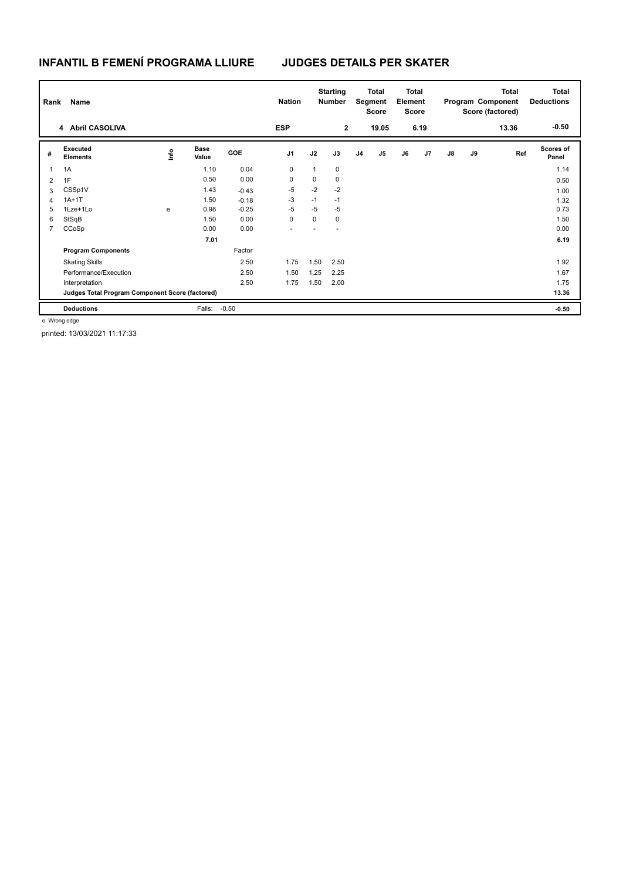# INFANTIL B FEMENÍ PROGRAMA LLIURE　　JUDGES DETAILS PER SKATER

| Rank | Name | | | | Nation | | Starting Number | | Total Segment Score | | Total Element Score | | Total Program Component Score (factored) | | Total Deductions |
|---|---|---|---|---|---|---|---|---|---|---|---|---|---|---|---|
| 4 | Abril CASOLIVA | | | | ESP | | 2 | | 19.05 | | 6.19 | | 13.36 | | -0.50 |

| # | Executed Elements | Info | Base Value | GOE | J1 | J2 | J3 | J4 | J5 | J6 | J7 | J8 | J9 | Ref | Scores of Panel |
|---|---|---|---|---|---|---|---|---|---|---|---|---|---|---|---|
| 1 | 1A | | 1.10 | 0.04 | 0 | 1 | 0 | | | | | | | | 1.14 |
| 2 | 1F | | 0.50 | 0.00 | 0 | 0 | 0 | | | | | | | | 0.50 |
| 3 | CSSp1V | | 1.43 | -0.43 | -5 | -2 | -2 | | | | | | | | 1.00 |
| 4 | 1A+1T | | 1.50 | -0.18 | -3 | -1 | -1 | | | | | | | | 1.32 |
| 5 | 1Lze+1Lo | e | 0.98 | -0.25 | -5 | -5 | -5 | | | | | | | | 0.73 |
| 6 | StSqB | | 1.50 | 0.00 | 0 | 0 | 0 | | | | | | | | 1.50 |
| 7 | CCoSp | | 0.00 | 0.00 | - | - | - | | | | | | | | 0.00 |
| | | | 7.01 | | | | | | | | | | | | 6.19 |
| | Program Components | | | Factor | | | | | | | | | | | |
| | Skating Skills | | | 2.50 | 1.75 | 1.50 | 2.50 | | | | | | | | 1.92 |
| | Performance/Execution | | | 2.50 | 1.50 | 1.25 | 2.25 | | | | | | | | 1.67 |
| | Interpretation | | | 2.50 | 1.75 | 1.50 | 2.00 | | | | | | | | 1.75 |
| | Judges Total Program Component Score (factored) | | | | | | | | | | | | | | 13.36 |
| | Deductions | | Falls: | -0.50 | | | | | | | | | | | -0.50 |

e Wrong edge

printed: 13/03/2021 11:17:33